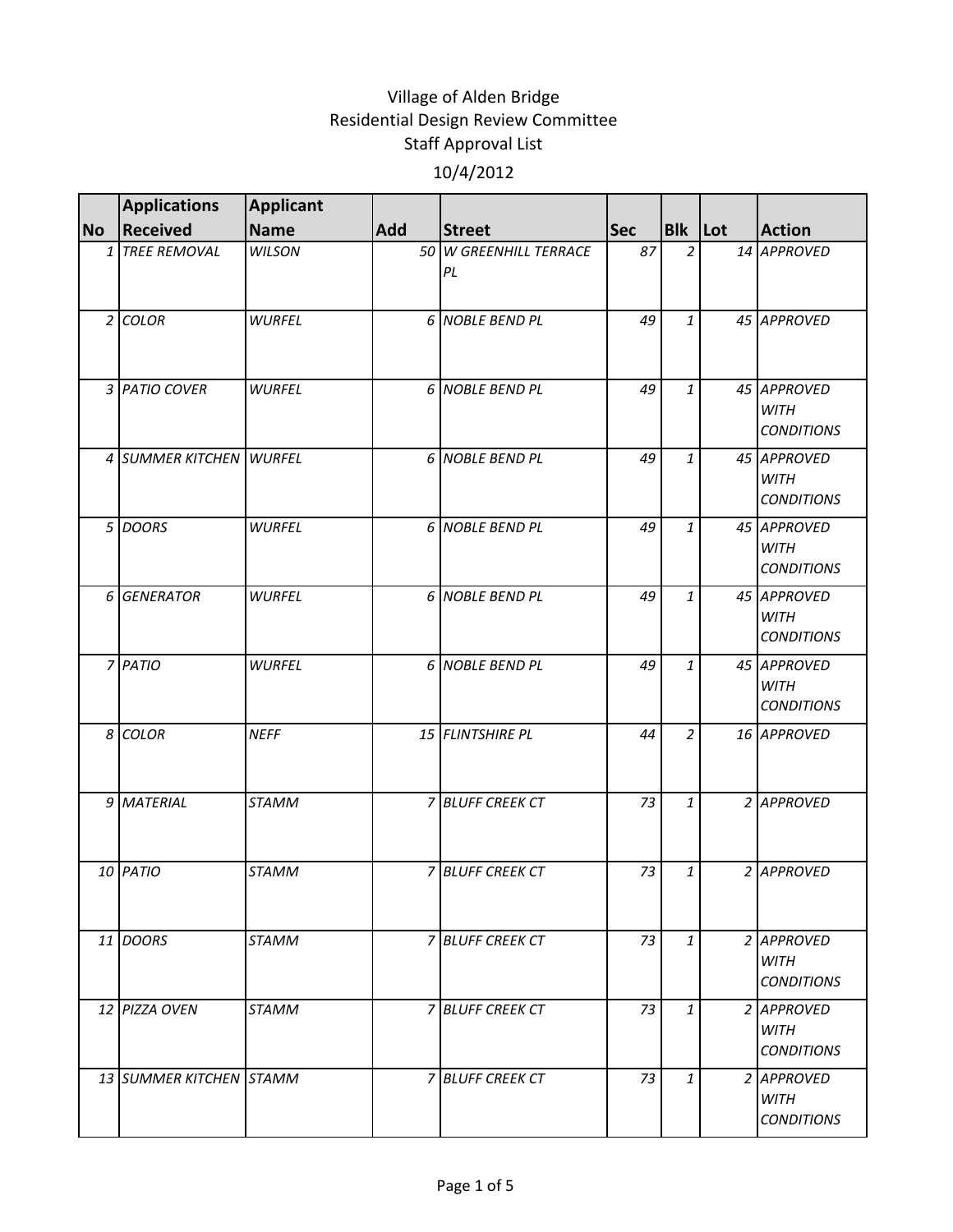# Village of Alden Bridge
## Residential Design Review Committee
## Staff Approval List
## 10/4/2012

| No | Applications Received | Applicant Name | Add | Street | Sec | Blk | Lot | Action |
|---|---|---|---|---|---|---|---|---|
| 1 | *TREE REMOVAL* | *WILSON* | 50 | *W GREENHILL TERRACE PL* | 87 | 2 | 14 | *APPROVED* |
| 2 | *COLOR* | *WURFEL* | 6 | *NOBLE BEND PL* | 49 | 1 | 45 | *APPROVED* |
| 3 | *PATIO COVER* | *WURFEL* | 6 | *NOBLE BEND PL* | 49 | 1 | 45 | *APPROVED WITH CONDITIONS* |
| 4 | *SUMMER KITCHEN* | *WURFEL* | 6 | *NOBLE BEND PL* | 49 | 1 | 45 | *APPROVED WITH CONDITIONS* |
| 5 | *DOORS* | *WURFEL* | 6 | *NOBLE BEND PL* | 49 | 1 | 45 | *APPROVED WITH CONDITIONS* |
| 6 | *GENERATOR* | *WURFEL* | 6 | *NOBLE BEND PL* | 49 | 1 | 45 | *APPROVED WITH CONDITIONS* |
| 7 | *PATIO* | *WURFEL* | 6 | *NOBLE BEND PL* | 49 | 1 | 45 | *APPROVED WITH CONDITIONS* |
| 8 | *COLOR* | *NEFF* | 15 | *FLINTSHIRE PL* | 44 | 2 | 16 | *APPROVED* |
| 9 | *MATERIAL* | *STAMM* | 7 | *BLUFF CREEK CT* | 73 | 1 | 2 | *APPROVED* |
| 10 | *PATIO* | *STAMM* | 7 | *BLUFF CREEK CT* | 73 | 1 | 2 | *APPROVED* |
| 11 | *DOORS* | *STAMM* | 7 | *BLUFF CREEK CT* | 73 | 1 | 2 | *APPROVED WITH CONDITIONS* |
| 12 | *PIZZA OVEN* | *STAMM* | 7 | *BLUFF CREEK CT* | 73 | 1 | 2 | *APPROVED WITH CONDITIONS* |
| 13 | *SUMMER KITCHEN* | *STAMM* | 7 | *BLUFF CREEK CT* | 73 | 1 | 2 | *APPROVED WITH CONDITIONS* |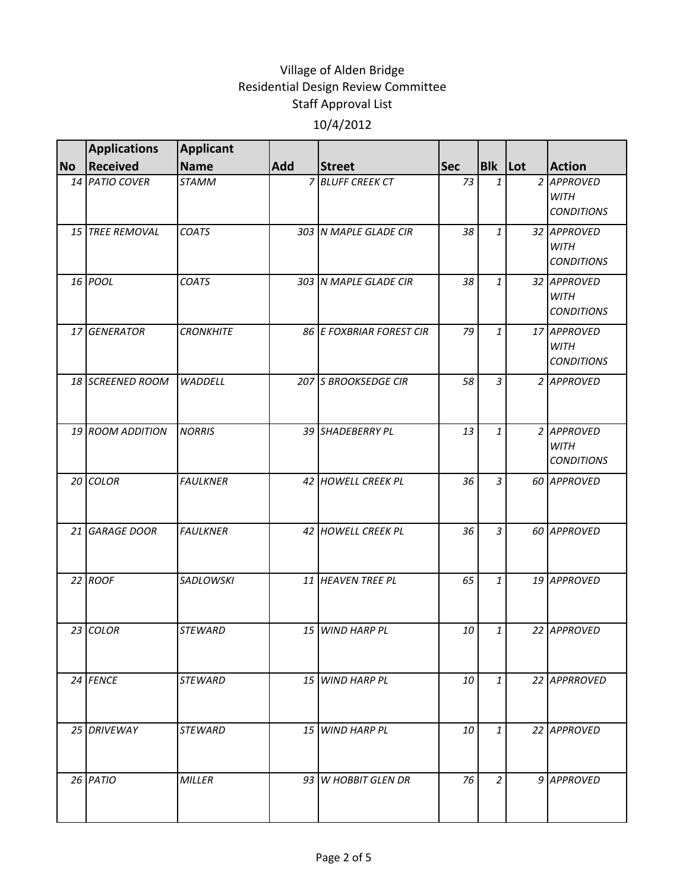Village of Alden Bridge
Residential Design Review Committee
Staff Approval List
10/4/2012

| No | Applications Received | Applicant Name | Add | Street | Sec | Blk | Lot | Action |
|---|---|---|---|---|---|---|---|---|
| 14 | PATIO COVER | STAMM | 7 | BLUFF CREEK CT | 73 | 1 | 2 | APPROVED WITH CONDITIONS |
| 15 | TREE REMOVAL | COATS | 303 | N MAPLE GLADE CIR | 38 | 1 | 32 | APPROVED WITH CONDITIONS |
| 16 | POOL | COATS | 303 | N MAPLE GLADE CIR | 38 | 1 | 32 | APPROVED WITH CONDITIONS |
| 17 | GENERATOR | CRONKHITE | 86 | E FOXBRIAR FOREST CIR | 79 | 1 | 17 | APPROVED WITH CONDITIONS |
| 18 | SCREENED ROOM | WADDELL | 207 | S BROOKSEDGE CIR | 58 | 3 | 2 | APPROVED |
| 19 | ROOM ADDITION | NORRIS | 39 | SHADEBERRY PL | 13 | 1 | 2 | APPROVED WITH CONDITIONS |
| 20 | COLOR | FAULKNER | 42 | HOWELL CREEK PL | 36 | 3 | 60 | APPROVED |
| 21 | GARAGE DOOR | FAULKNER | 42 | HOWELL CREEK PL | 36 | 3 | 60 | APPROVED |
| 22 | ROOF | SADLOWSKI | 11 | HEAVEN TREE PL | 65 | 1 | 19 | APPROVED |
| 23 | COLOR | STEWARD | 15 | WIND HARP PL | 10 | 1 | 22 | APPROVED |
| 24 | FENCE | STEWARD | 15 | WIND HARP PL | 10 | 1 | 22 | APPRROVED |
| 25 | DRIVEWAY | STEWARD | 15 | WIND HARP PL | 10 | 1 | 22 | APPROVED |
| 26 | PATIO | MILLER | 93 | W HOBBIT GLEN DR | 76 | 2 | 9 | APPROVED |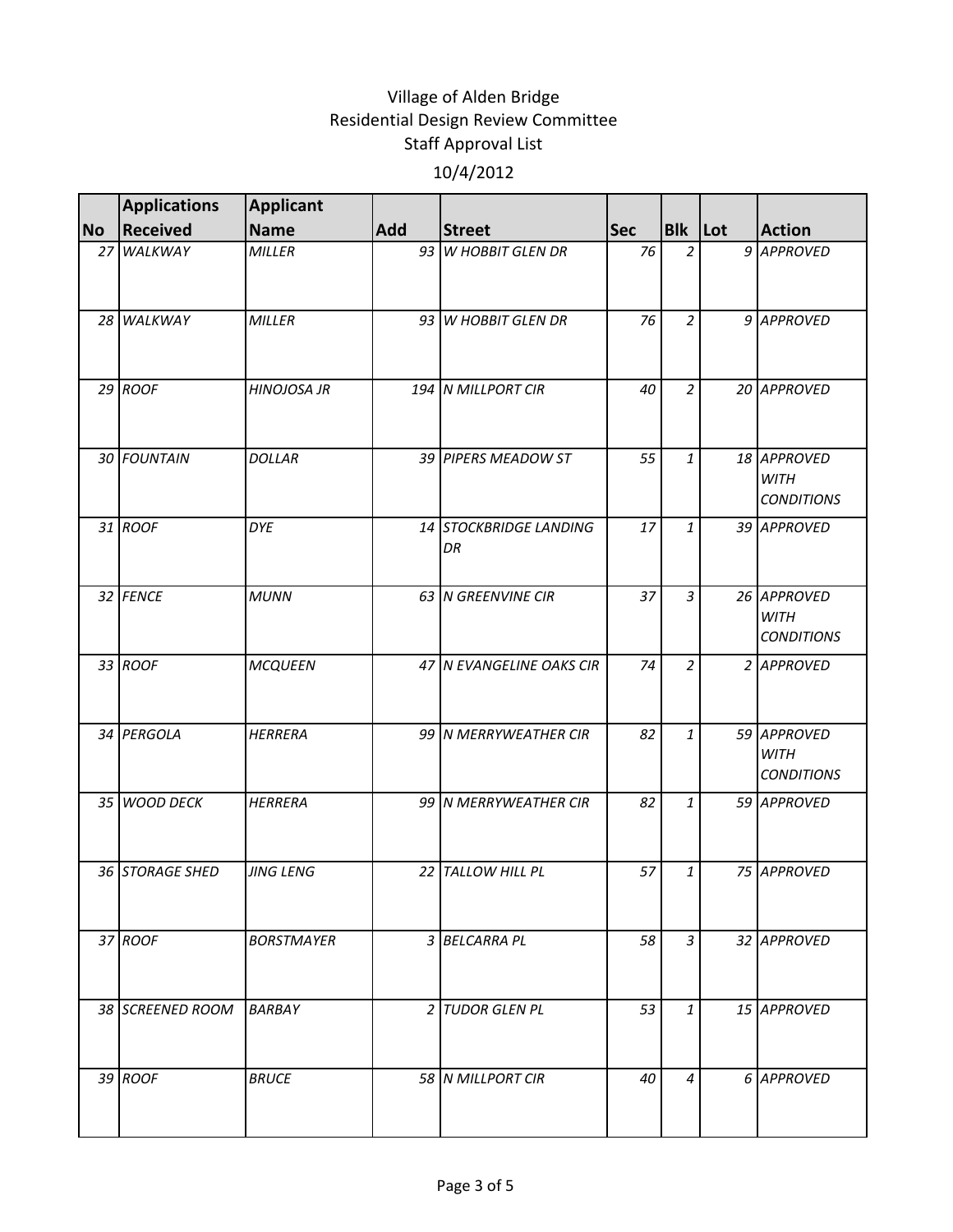# Village of Alden Bridge
## Residential Design Review Committee
### Staff Approval List
### 10/4/2012

| No | Applications Received | Applicant Name | Add | Street | Sec | Blk | Lot | Action |
|---|---|---|---|---|---|---|---|---|
| 27 | *WALKWAY* | *MILLER* | 93 | *W HOBBIT GLEN DR* | 76 | 2 | 9 | *APPROVED* |
| 28 | *WALKWAY* | *MILLER* | 93 | *W HOBBIT GLEN DR* | 76 | 2 | 9 | *APPROVED* |
| 29 | *ROOF* | *HINOJOSA JR* | 194 | *N MILLPORT CIR* | 40 | 2 | 20 | *APPROVED* |
| 30 | *FOUNTAIN* | *DOLLAR* | 39 | *PIPERS MEADOW ST* | 55 | 1 | 18 | *APPROVED WITH CONDITIONS* |
| 31 | *ROOF* | *DYE* | 14 | *STOCKBRIDGE LANDING DR* | 17 | 1 | 39 | *APPROVED* |
| 32 | *FENCE* | *MUNN* | 63 | *N GREENVINE CIR* | 37 | 3 | 26 | *APPROVED WITH CONDITIONS* |
| 33 | *ROOF* | *MCQUEEN* | 47 | *N EVANGELINE OAKS CIR* | 74 | 2 | 2 | *APPROVED* |
| 34 | *PERGOLA* | *HERRERA* | 99 | *N MERRYWEATHER CIR* | 82 | 1 | 59 | *APPROVED WITH CONDITIONS* |
| 35 | *WOOD DECK* | *HERRERA* | 99 | *N MERRYWEATHER CIR* | 82 | 1 | 59 | *APPROVED* |
| 36 | *STORAGE SHED* | *JING LENG* | 22 | *TALLOW HILL PL* | 57 | 1 | 75 | *APPROVED* |
| 37 | *ROOF* | *BORSTMAYER* | 3 | *BELCARRA PL* | 58 | 3 | 32 | *APPROVED* |
| 38 | *SCREENED ROOM* | *BARBAY* | 2 | *TUDOR GLEN PL* | 53 | 1 | 15 | *APPROVED* |
| 39 | *ROOF* | *BRUCE* | 58 | *N MILLPORT CIR* | 40 | 4 | 6 | *APPROVED* |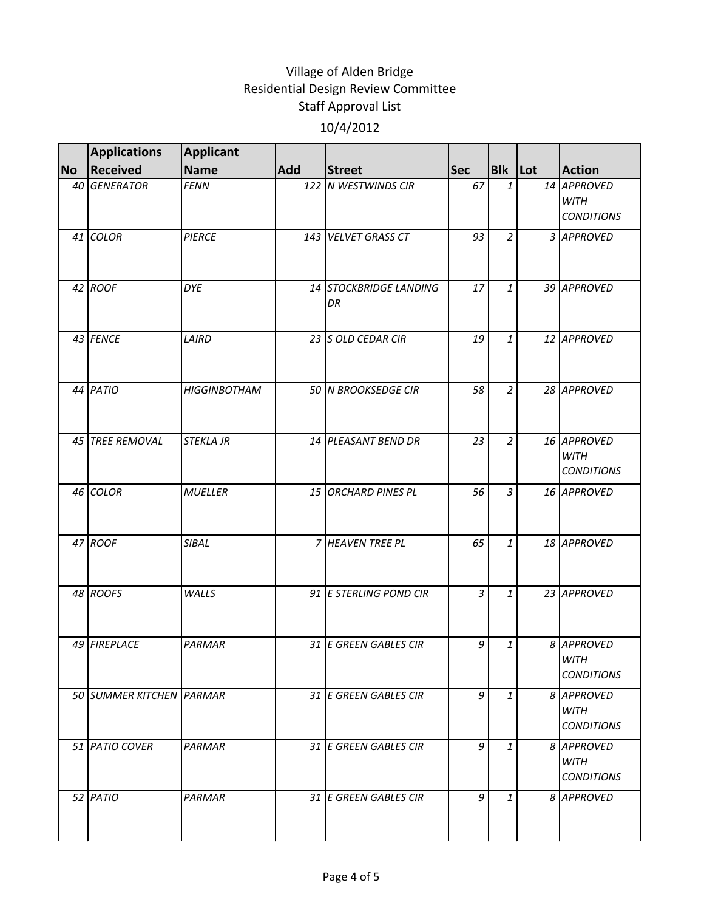# Village of Alden Bridge
## Residential Design Review Committee
## Staff Approval List
## 10/4/2012

| No | Applications Received | Applicant Name | Add | Street | Sec | Blk | Lot | Action |
|---|---|---|---|---|---|---|---|---|
| 40 | GENERATOR | FENN | 122 | N WESTWINDS CIR | 67 | 1 | 14 | APPROVED WITH CONDITIONS |
| 41 | COLOR | PIERCE | 143 | VELVET GRASS CT | 93 | 2 | 3 | APPROVED |
| 42 | ROOF | DYE | 14 | STOCKBRIDGE LANDING DR | 17 | 1 | 39 | APPROVED |
| 43 | FENCE | LAIRD | 23 | S OLD CEDAR CIR | 19 | 1 | 12 | APPROVED |
| 44 | PATIO | HIGGINBOTHAM | 50 | N BROOKSEDGE CIR | 58 | 2 | 28 | APPROVED |
| 45 | TREE REMOVAL | STEKLA JR | 14 | PLEASANT BEND DR | 23 | 2 | 16 | APPROVED WITH CONDITIONS |
| 46 | COLOR | MUELLER | 15 | ORCHARD PINES PL | 56 | 3 | 16 | APPROVED |
| 47 | ROOF | SIBAL | 7 | HEAVEN TREE PL | 65 | 1 | 18 | APPROVED |
| 48 | ROOFS | WALLS | 91 | E STERLING POND CIR | 3 | 1 | 23 | APPROVED |
| 49 | FIREPLACE | PARMAR | 31 | E GREEN GABLES CIR | 9 | 1 | 8 | APPROVED WITH CONDITIONS |
| 50 | SUMMER KITCHEN | PARMAR | 31 | E GREEN GABLES CIR | 9 | 1 | 8 | APPROVED WITH CONDITIONS |
| 51 | PATIO COVER | PARMAR | 31 | E GREEN GABLES CIR | 9 | 1 | 8 | APPROVED WITH CONDITIONS |
| 52 | PATIO | PARMAR | 31 | E GREEN GABLES CIR | 9 | 1 | 8 | APPROVED |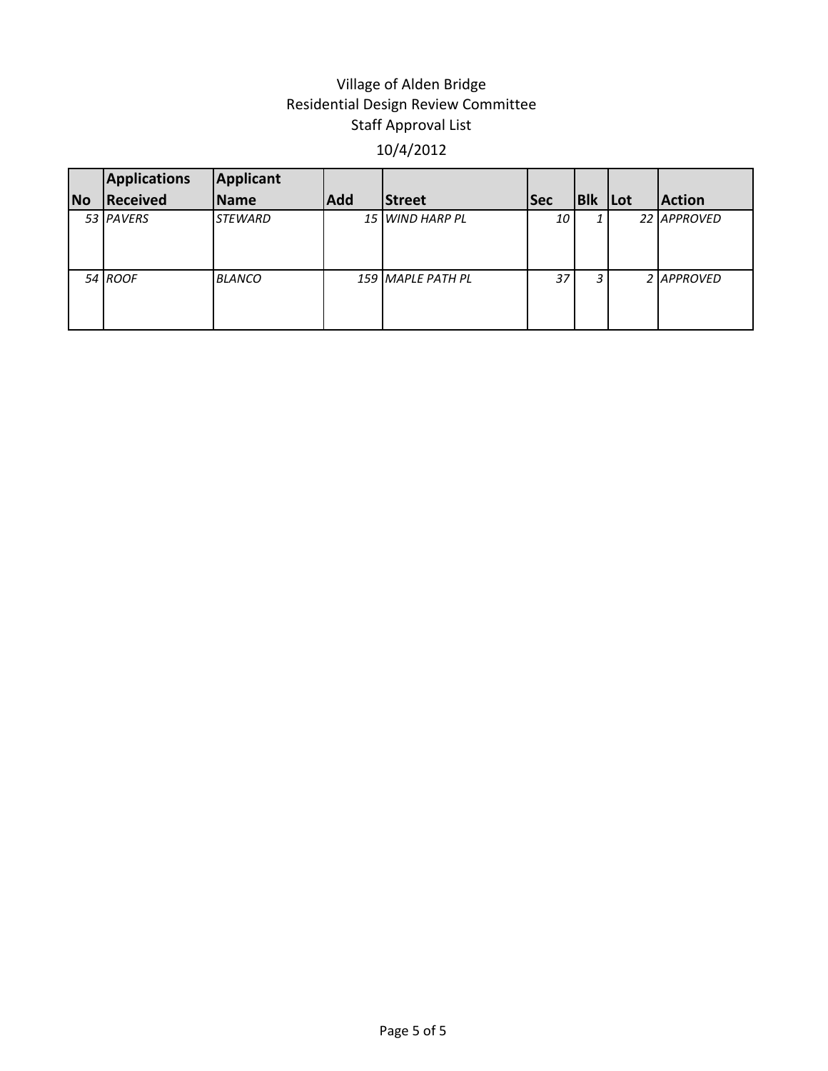Village of Alden Bridge
Residential Design Review Committee
Staff Approval List

10/4/2012

| No | Applications Received | Applicant Name | Add | Street | Sec | Blk | Lot | Action |
|---|---|---|---|---|---|---|---|---|
| *53* | *PAVERS* | *STEWARD* | *15* | *WIND HARP PL* | *10* | *1* | *22* | *APPROVED* |
| *54* | *ROOF* | *BLANCO* | *159* | *MAPLE PATH PL* | *37* | *3* | *2* | *APPROVED* |